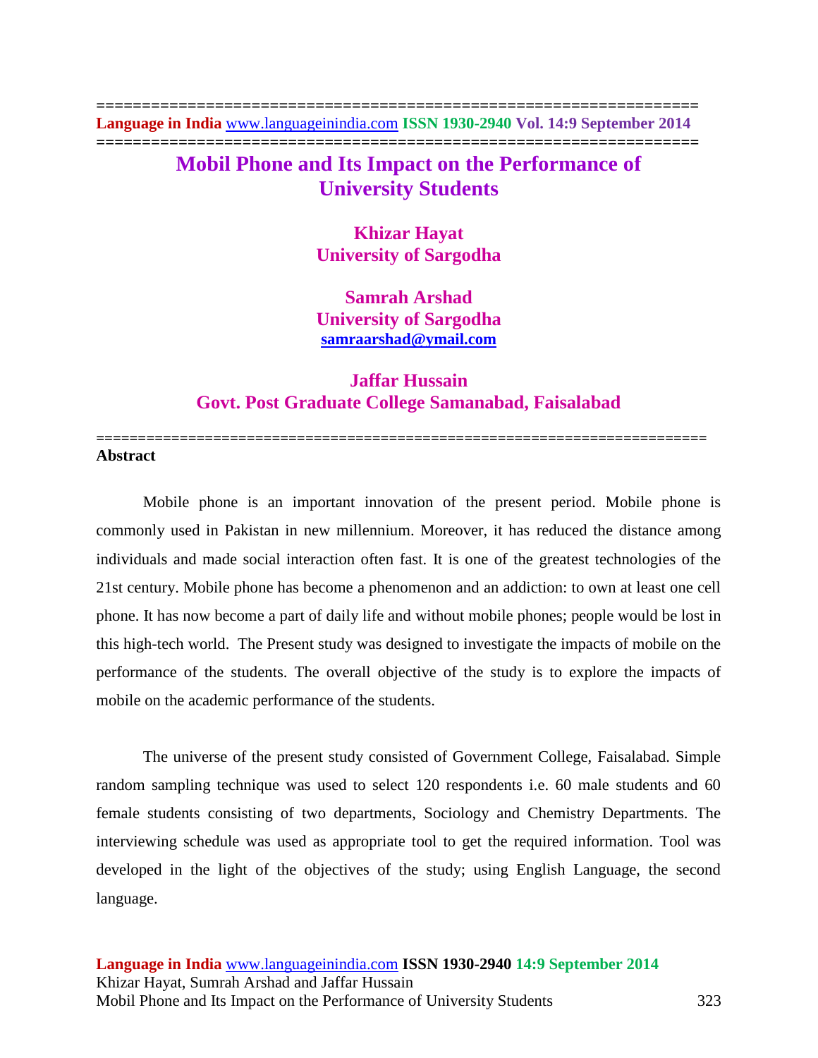# Mobil Phone and Its Impact on the Performance of University Students

**Khizar Hayat**
**University of Sargodha**

**Samrah Arshad**
**University of Sargodha**
**samraarshad@ymail.com**

**Jaffar Hussain**
**Govt. Post Graduate College Samanabad, Faisalabad**

---

## Abstract

Mobile phone is an important innovation of the present period. Mobile phone is commonly used in Pakistan in new millennium. Moreover, it has reduced the distance among individuals and made social interaction often fast. It is one of the greatest technologies of the 21st century. Mobile phone has become a phenomenon and an addiction: to own at least one cell phone. It has now become a part of daily life and without mobile phones; people would be lost in this high-tech world. The Present study was designed to investigate the impacts of mobile on the performance of the students. The overall objective of the study is to explore the impacts of mobile on the academic performance of the students.

The universe of the present study consisted of Government College, Faisalabad. Simple random sampling technique was used to select 120 respondents i.e. 60 male students and 60 female students consisting of two departments, Sociology and Chemistry Departments. The interviewing schedule was used as appropriate tool to get the required information. Tool was developed in the light of the objectives of the study; using English Language, the second language.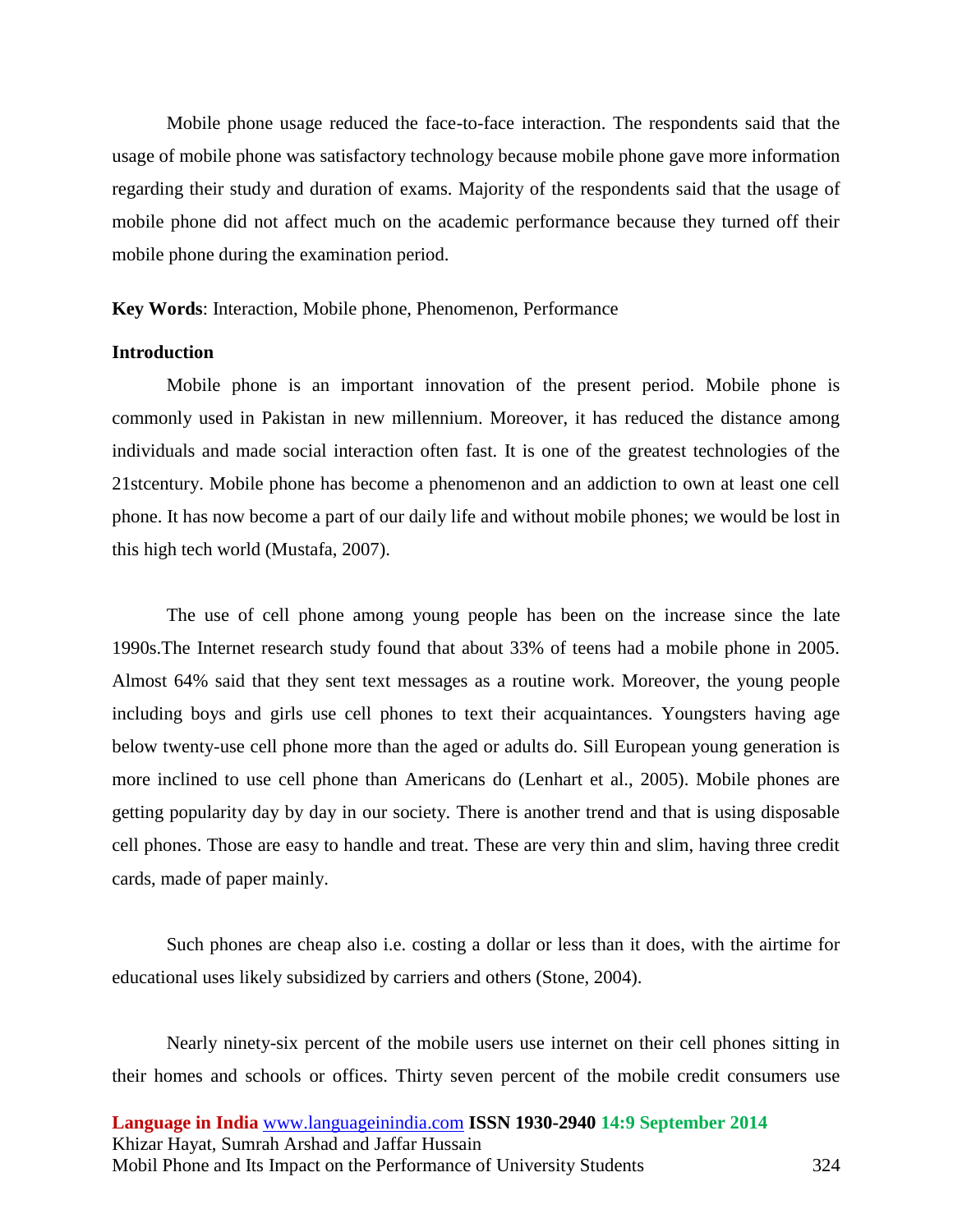Mobile phone usage reduced the face-to-face interaction. The respondents said that the usage of mobile phone was satisfactory technology because mobile phone gave more information regarding their study and duration of exams. Majority of the respondents said that the usage of mobile phone did not affect much on the academic performance because they turned off their mobile phone during the examination period.

**Key Words**: Interaction, Mobile phone, Phenomenon, Performance

## Introduction

Mobile phone is an important innovation of the present period. Mobile phone is commonly used in Pakistan in new millennium. Moreover, it has reduced the distance among individuals and made social interaction often fast. It is one of the greatest technologies of the 21stcentury. Mobile phone has become a phenomenon and an addiction to own at least one cell phone. It has now become a part of our daily life and without mobile phones; we would be lost in this high tech world (Mustafa, 2007).

The use of cell phone among young people has been on the increase since the late 1990s.The Internet research study found that about 33% of teens had a mobile phone in 2005. Almost 64% said that they sent text messages as a routine work. Moreover, the young people including boys and girls use cell phones to text their acquaintances. Youngsters having age below twenty-use cell phone more than the aged or adults do. Sill European young generation is more inclined to use cell phone than Americans do (Lenhart et al., 2005). Mobile phones are getting popularity day by day in our society. There is another trend and that is using disposable cell phones. Those are easy to handle and treat. These are very thin and slim, having three credit cards, made of paper mainly.

Such phones are cheap also i.e. costing a dollar or less than it does, with the airtime for educational uses likely subsidized by carriers and others (Stone, 2004).

Nearly ninety-six percent of the mobile users use internet on their cell phones sitting in their homes and schools or offices. Thirty seven percent of the mobile credit consumers use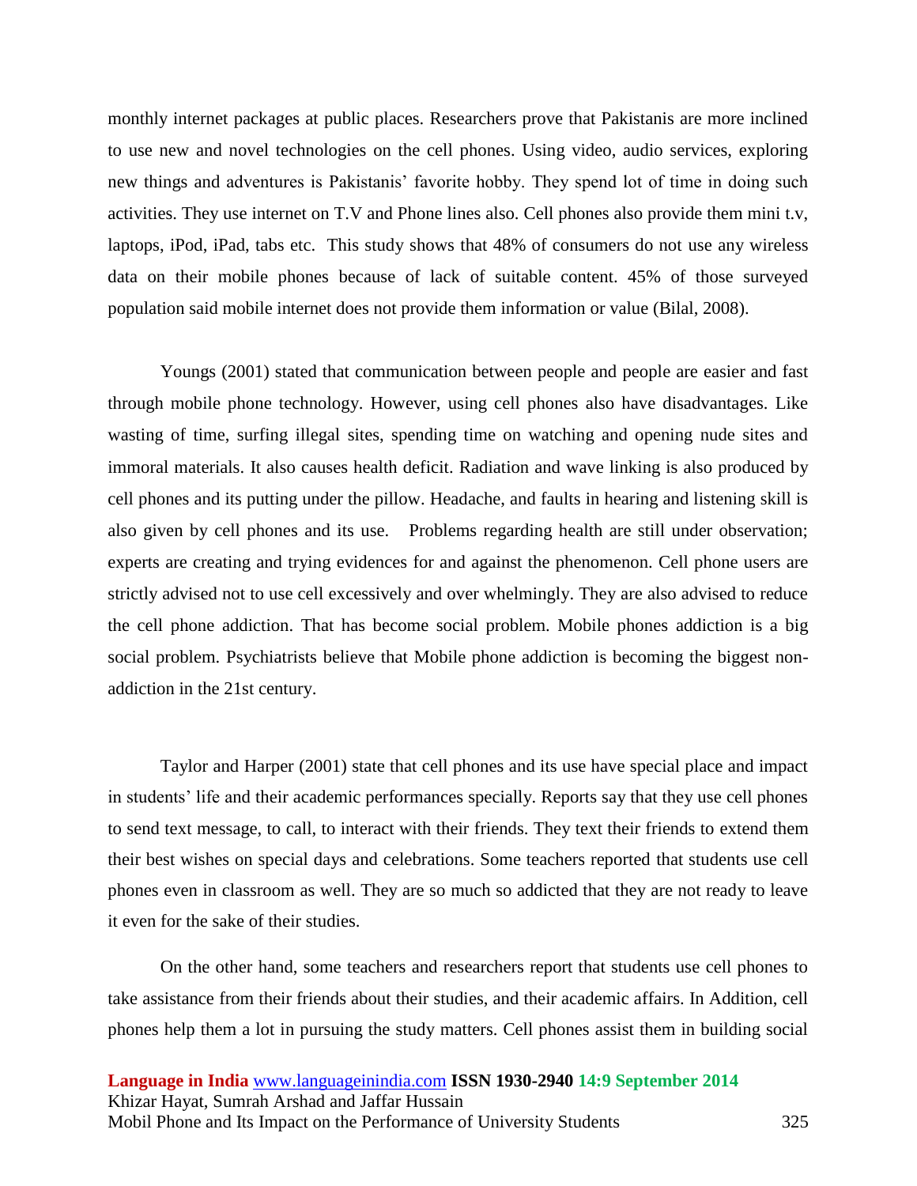monthly internet packages at public places. Researchers prove that Pakistanis are more inclined to use new and novel technologies on the cell phones. Using video, audio services, exploring new things and adventures is Pakistanis' favorite hobby. They spend lot of time in doing such activities. They use internet on T.V and Phone lines also. Cell phones also provide them mini t.v, laptops, iPod, iPad, tabs etc. This study shows that 48% of consumers do not use any wireless data on their mobile phones because of lack of suitable content. 45% of those surveyed population said mobile internet does not provide them information or value (Bilal, 2008).

Youngs (2001) stated that communication between people and people are easier and fast through mobile phone technology. However, using cell phones also have disadvantages. Like wasting of time, surfing illegal sites, spending time on watching and opening nude sites and immoral materials. It also causes health deficit. Radiation and wave linking is also produced by cell phones and its putting under the pillow. Headache, and faults in hearing and listening skill is also given by cell phones and its use. Problems regarding health are still under observation; experts are creating and trying evidences for and against the phenomenon. Cell phone users are strictly advised not to use cell excessively and over whelmingly. They are also advised to reduce the cell phone addiction. That has become social problem. Mobile phones addiction is a big social problem. Psychiatrists believe that Mobile phone addiction is becoming the biggest non-addiction in the 21st century.

Taylor and Harper (2001) state that cell phones and its use have special place and impact in students' life and their academic performances specially. Reports say that they use cell phones to send text message, to call, to interact with their friends. They text their friends to extend them their best wishes on special days and celebrations. Some teachers reported that students use cell phones even in classroom as well. They are so much so addicted that they are not ready to leave it even for the sake of their studies.

On the other hand, some teachers and researchers report that students use cell phones to take assistance from their friends about their studies, and their academic affairs. In Addition, cell phones help them a lot in pursuing the study matters. Cell phones assist them in building social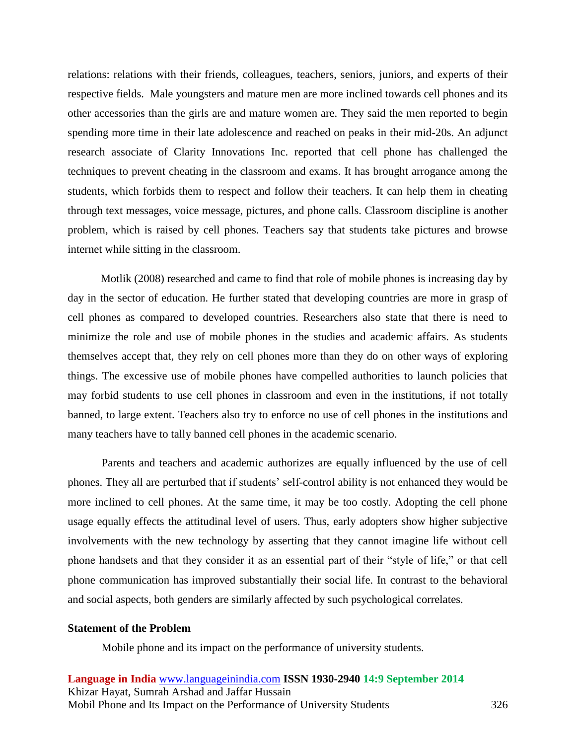relations: relations with their friends, colleagues, teachers, seniors, juniors, and experts of their respective fields.  Male youngsters and mature men are more inclined towards cell phones and its other accessories than the girls are and mature women are. They said the men reported to begin spending more time in their late adolescence and reached on peaks in their mid-20s. An adjunct research associate of Clarity Innovations Inc. reported that cell phone has challenged the techniques to prevent cheating in the classroom and exams. It has brought arrogance among the students, which forbids them to respect and follow their teachers. It can help them in cheating through text messages, voice message, pictures, and phone calls. Classroom discipline is another problem, which is raised by cell phones. Teachers say that students take pictures and browse internet while sitting in the classroom.

Motlik (2008) researched and came to find that role of mobile phones is increasing day by day in the sector of education. He further stated that developing countries are more in grasp of cell phones as compared to developed countries. Researchers also state that there is need to minimize the role and use of mobile phones in the studies and academic affairs. As students themselves accept that, they rely on cell phones more than they do on other ways of exploring things. The excessive use of mobile phones have compelled authorities to launch policies that may forbid students to use cell phones in classroom and even in the institutions, if not totally banned, to large extent. Teachers also try to enforce no use of cell phones in the institutions and many teachers have to tally banned cell phones in the academic scenario.

Parents and teachers and academic authorizes are equally influenced by the use of cell phones. They all are perturbed that if students' self-control ability is not enhanced they would be more inclined to cell phones. At the same time, it may be too costly. Adopting the cell phone usage equally effects the attitudinal level of users. Thus, early adopters show higher subjective involvements with the new technology by asserting that they cannot imagine life without cell phone handsets and that they consider it as an essential part of their "style of life," or that cell phone communication has improved substantially their social life. In contrast to the behavioral and social aspects, both genders are similarly affected by such psychological correlates.

**Statement of the Problem**

Mobile phone and its impact on the performance of university students.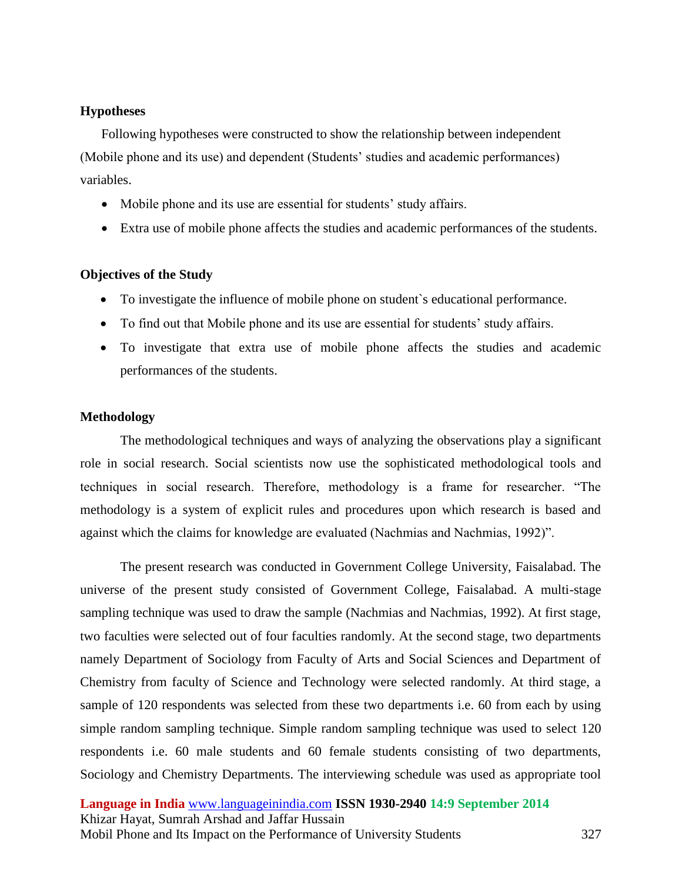**Hypotheses**

Following hypotheses were constructed to show the relationship between independent (Mobile phone and its use) and dependent (Students' studies and academic performances) variables.

- Mobile phone and its use are essential for students' study affairs.
- Extra use of mobile phone affects the studies and academic performances of the students.

**Objectives of the Study**

- To investigate the influence of mobile phone on student`s educational performance.
- To find out that Mobile phone and its use are essential for students' study affairs.
- To investigate that extra use of mobile phone affects the studies and academic performances of the students.

**Methodology**

The methodological techniques and ways of analyzing the observations play a significant role in social research. Social scientists now use the sophisticated methodological tools and techniques in social research. Therefore, methodology is a frame for researcher. "The methodology is a system of explicit rules and procedures upon which research is based and against which the claims for knowledge are evaluated (Nachmias and Nachmias, 1992)".

The present research was conducted in Government College University, Faisalabad. The universe of the present study consisted of Government College, Faisalabad. A multi-stage sampling technique was used to draw the sample (Nachmias and Nachmias, 1992). At first stage, two faculties were selected out of four faculties randomly. At the second stage, two departments namely Department of Sociology from Faculty of Arts and Social Sciences and Department of Chemistry from faculty of Science and Technology were selected randomly. At third stage, a sample of 120 respondents was selected from these two departments i.e. 60 from each by using simple random sampling technique. Simple random sampling technique was used to select 120 respondents i.e. 60 male students and 60 female students consisting of two departments, Sociology and Chemistry Departments. The interviewing schedule was used as appropriate tool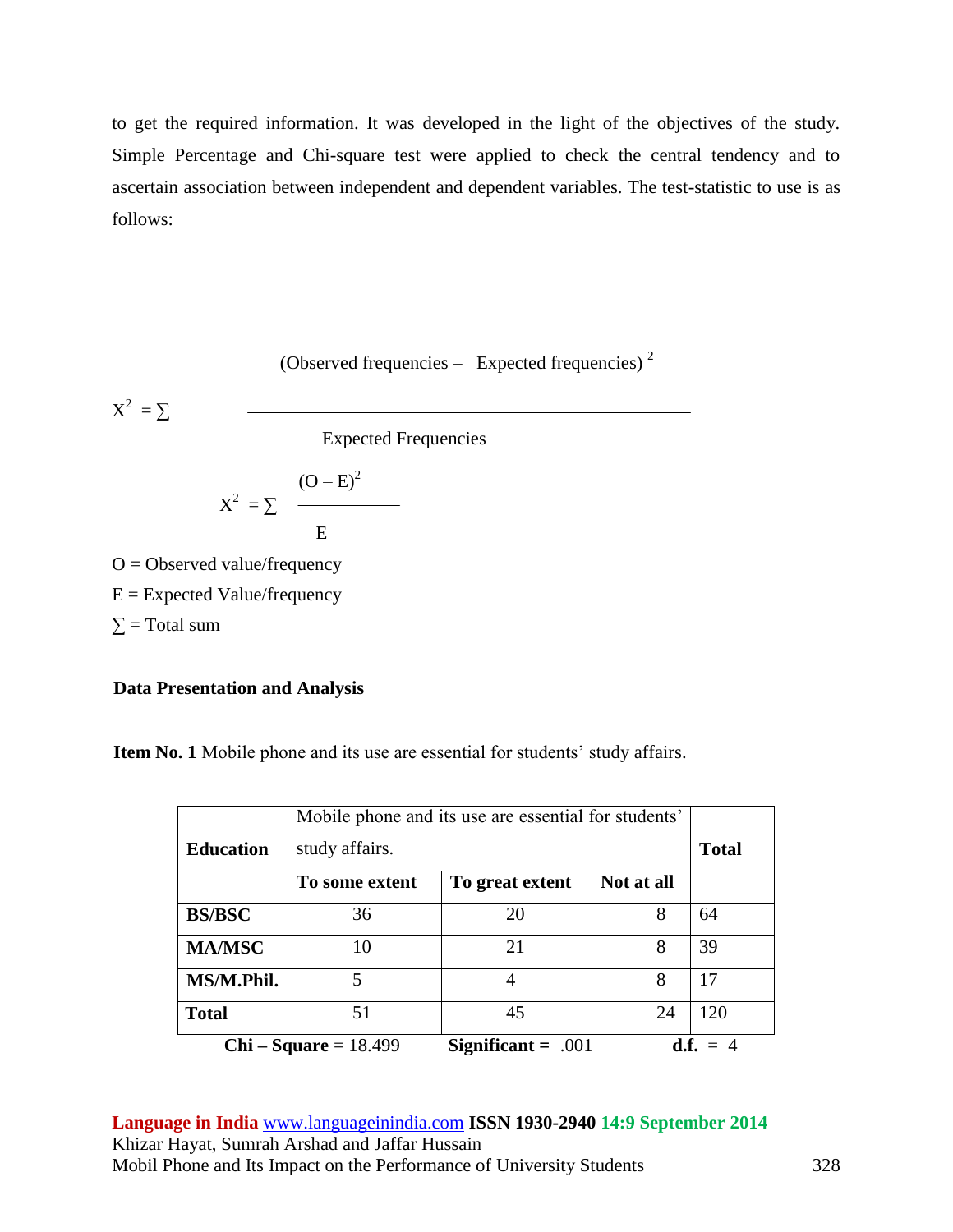to get the required information. It was developed in the light of the objectives of the study. Simple Percentage and Chi-square test were applied to check the central tendency and to ascertain association between independent and dependent variables. The test-statistic to use is as follows:

$$X^2 = \sum \frac{(\text{Observed frequencies} - \text{Expected frequencies})^2}{\text{Expected Frequencies}}$$

$$X^2 = \sum \frac{(O - E)^2}{E}$$

O = Observed value/frequency

E = Expected Value/frequency

$\sum$ = Total sum

**Data Presentation and Analysis**

**Item No. 1** Mobile phone and its use are essential for students' study affairs.

| **Education** | Mobile phone and its use are essential for students' study affairs. | | | **Total** |
|---|---|---|---|---|
| | **To some extent** | **To great extent** | **Not at all** | |
| **BS/BSC** | 36 | 20 | 8 | 64 |
| **MA/MSC** | 10 | 21 | 8 | 39 |
| **MS/M.Phil.** | 5 | 4 | 8 | 17 |
| **Total** | 51 | 45 | 24 | 120 |

**Chi – Square** = 18.499 **Significant =** .001 **d.f.** = 4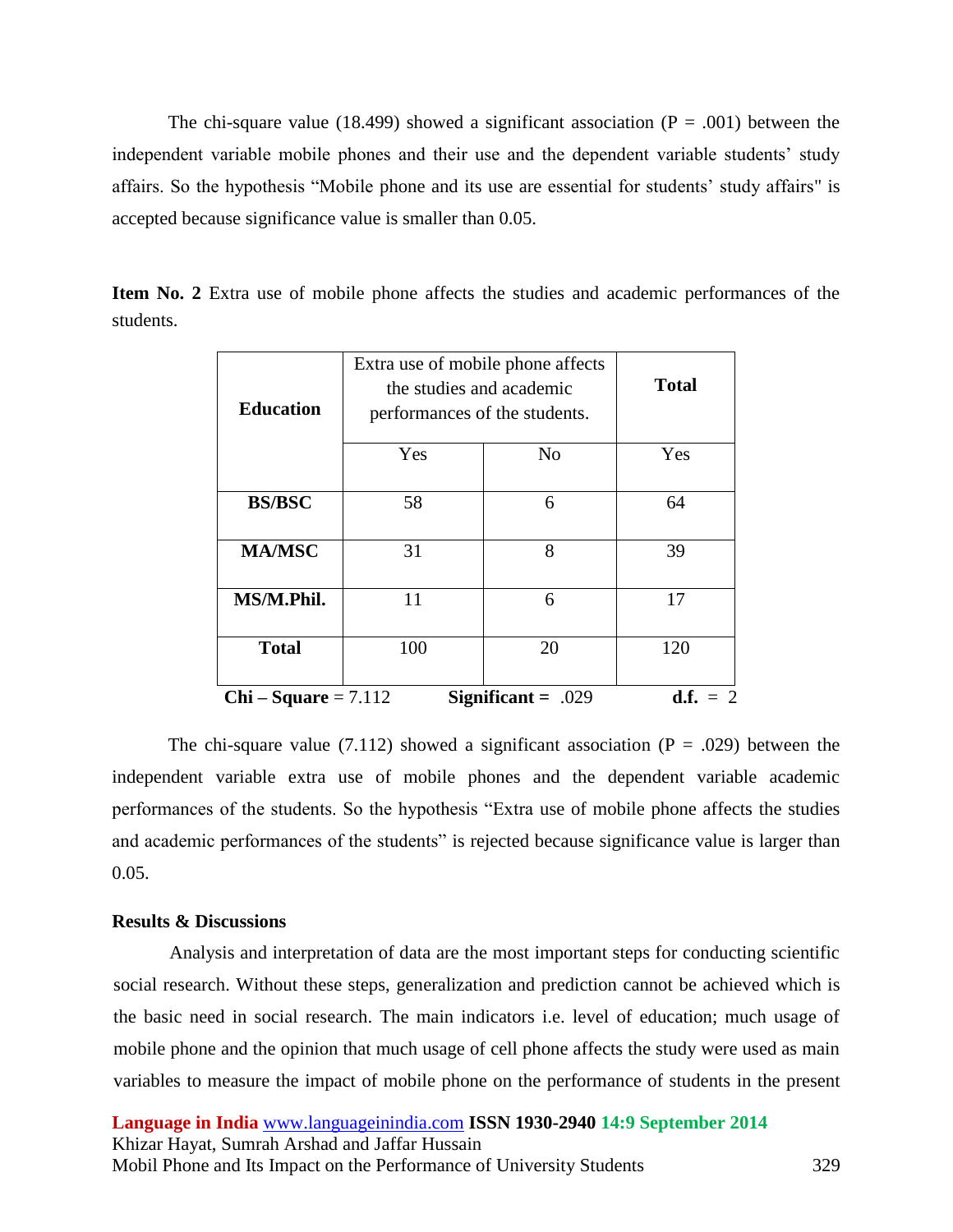The chi-square value (18.499) showed a significant association (P = .001) between the independent variable mobile phones and their use and the dependent variable students' study affairs. So the hypothesis "Mobile phone and its use are essential for students' study affairs" is accepted because significance value is smaller than 0.05.

**Item No. 2** Extra use of mobile phone affects the studies and academic performances of the students.

| **Education** | Extra use of mobile phone affects the studies and academic performances of the students. | | **Total** |
|---|---|---|---|
| | Yes | No | Yes |
| **BS/BSC** | 58 | 6 | 64 |
| **MA/MSC** | 31 | 8 | 39 |
| **MS/M.Phil.** | 11 | 6 | 17 |
| **Total** | 100 | 20 | 120 |

**Chi – Square** = 7.112 **Significant =** .029 **d.f.** = 2

The chi-square value (7.112) showed a significant association (P = .029) between the independent variable extra use of mobile phones and the dependent variable academic performances of the students. So the hypothesis "Extra use of mobile phone affects the studies and academic performances of the students" is rejected because significance value is larger than 0.05.

**Results & Discussions**

Analysis and interpretation of data are the most important steps for conducting scientific social research. Without these steps, generalization and prediction cannot be achieved which is the basic need in social research. The main indicators i.e. level of education; much usage of mobile phone and the opinion that much usage of cell phone affects the study were used as main variables to measure the impact of mobile phone on the performance of students in the present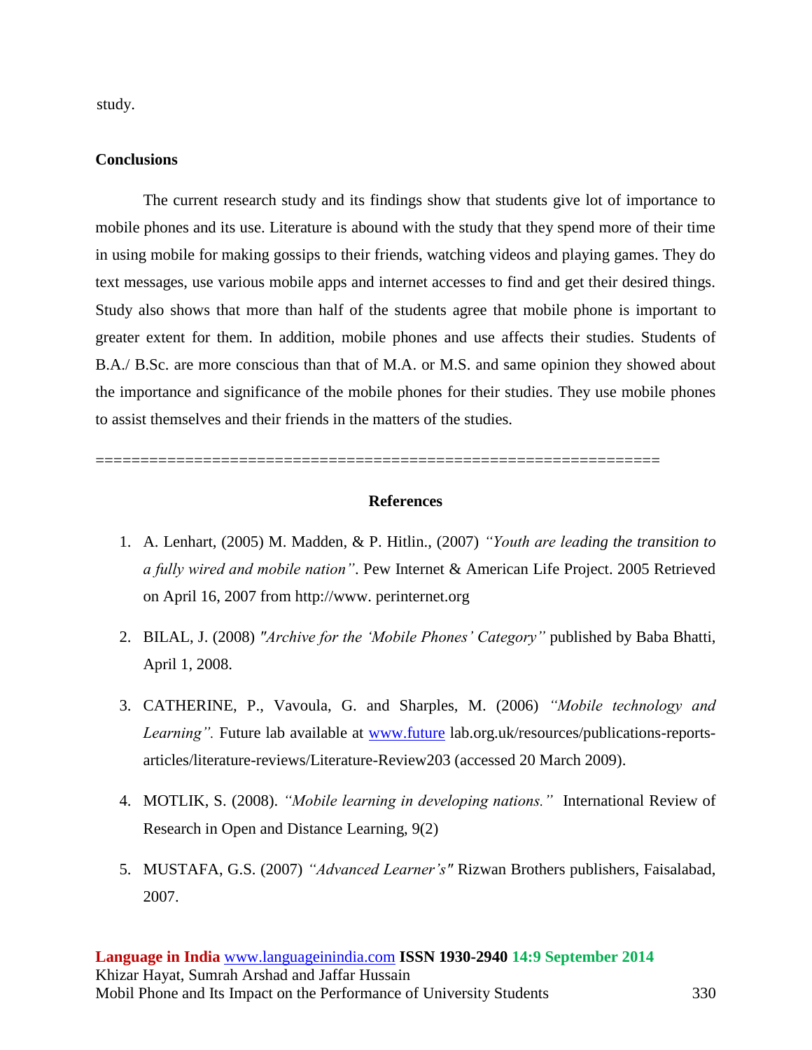study.

## Conclusions

The current research study and its findings show that students give lot of importance to mobile phones and its use. Literature is abound with the study that they spend more of their time in using mobile for making gossips to their friends, watching videos and playing games. They do text messages, use various mobile apps and internet accesses to find and get their desired things. Study also shows that more than half of the students agree that mobile phone is important to greater extent for them. In addition, mobile phones and use affects their studies. Students of B.A./ B.Sc. are more conscious than that of M.A. or M.S. and same opinion they showed about the importance and significance of the mobile phones for their studies. They use mobile phones to assist themselves and their friends in the matters of the studies.

================================================================

## References

1. A. Lenhart, (2005) M. Madden, & P. Hitlin., (2007) *"Youth are leading the transition to a fully wired and mobile nation"*. Pew Internet & American Life Project. 2005 Retrieved on April 16, 2007 from http://www. perinternet.org

2. BILAL, J. (2008) *"Archive for the 'Mobile Phones' Category"* published by Baba Bhatti, April 1, 2008.

3. CATHERINE, P., Vavoula, G. and Sharples, M. (2006) *"Mobile technology and Learning".* Future lab available at www.future lab.org.uk/resources/publications-reports-articles/literature-reviews/Literature-Review203 (accessed 20 March 2009).

4. MOTLIK, S. (2008). *"Mobile learning in developing nations."* International Review of Research in Open and Distance Learning, 9(2)

5. MUSTAFA, G.S. (2007) *"Advanced Learner's"* Rizwan Brothers publishers, Faisalabad, 2007.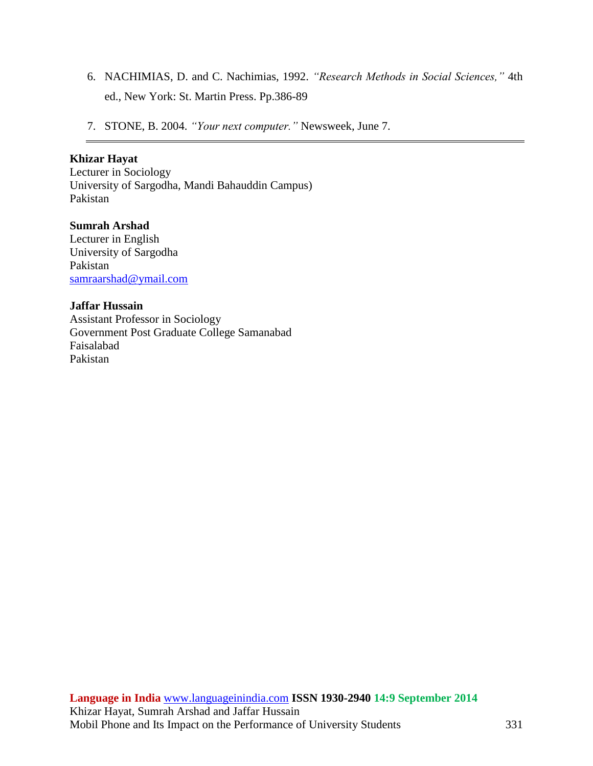6. NACHIMIAS, D. and C. Nachimias, 1992. *"Research Methods in Social Sciences,"* 4th ed., New York: St. Martin Press. Pp.386-89

7. STONE, B. 2004. *"Your next computer."* Newsweek, June 7.

---

**Khizar Hayat**
Lecturer in Sociology
University of Sargodha, Mandi Bahauddin Campus)
Pakistan

**Sumrah Arshad**
Lecturer in English
University of Sargodha
Pakistan
samraarshad@ymail.com

**Jaffar Hussain**
Assistant Professor in Sociology
Government Post Graduate College Samanabad
Faisalabad
Pakistan